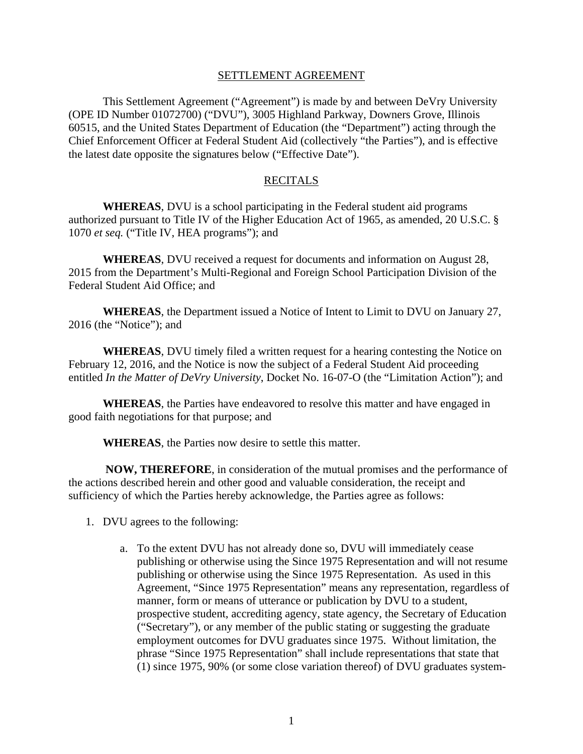# SETTLEMENT AGREEMENT

This Settlement Agreement ("Agreement") is made by and between DeVry University (OPE ID Number 01072700) ("DVU"), 3005 Highland Parkway, Downers Grove, Illinois 60515, and the United States Department of Education (the "Department") acting through the Chief Enforcement Officer at Federal Student Aid (collectively "the Parties"), and is effective the latest date opposite the signatures below ("Effective Date").

## RECITALS

**WHEREAS**, DVU is a school participating in the Federal student aid programs authorized pursuant to Title IV of the Higher Education Act of 1965, as amended, 20 U.S.C. § 1070 *et seq.* ("Title IV, HEA programs"); and

**WHEREAS**, DVU received a request for documents and information on August 28, 2015 from the Department's Multi-Regional and Foreign School Participation Division of the Federal Student Aid Office; and

**WHEREAS**, the Department issued a Notice of Intent to Limit to DVU on January 27, 2016 (the "Notice"); and

**WHEREAS**, DVU timely filed a written request for a hearing contesting the Notice on February 12, 2016, and the Notice is now the subject of a Federal Student Aid proceeding entitled *In the Matter of DeVry University*, Docket No. 16-07-O (the "Limitation Action"); and

**WHEREAS**, the Parties have endeavored to resolve this matter and have engaged in good faith negotiations for that purpose; and

**WHEREAS**, the Parties now desire to settle this matter.

**NOW, THEREFORE**, in consideration of the mutual promises and the performance of the actions described herein and other good and valuable consideration, the receipt and sufficiency of which the Parties hereby acknowledge, the Parties agree as follows:

1. DVU agrees to the following:

    a. To the extent DVU has not already done so, DVU will immediately cease publishing or otherwise using the Since 1975 Representation and will not resume publishing or otherwise using the Since 1975 Representation. As used in this Agreement, "Since 1975 Representation" means any representation, regardless of manner, form or means of utterance or publication by DVU to a student, prospective student, accrediting agency, state agency, the Secretary of Education ("Secretary"), or any member of the public stating or suggesting the graduate employment outcomes for DVU graduates since 1975. Without limitation, the phrase "Since 1975 Representation" shall include representations that state that (1) since 1975, 90% (or some close variation thereof) of DVU graduates system-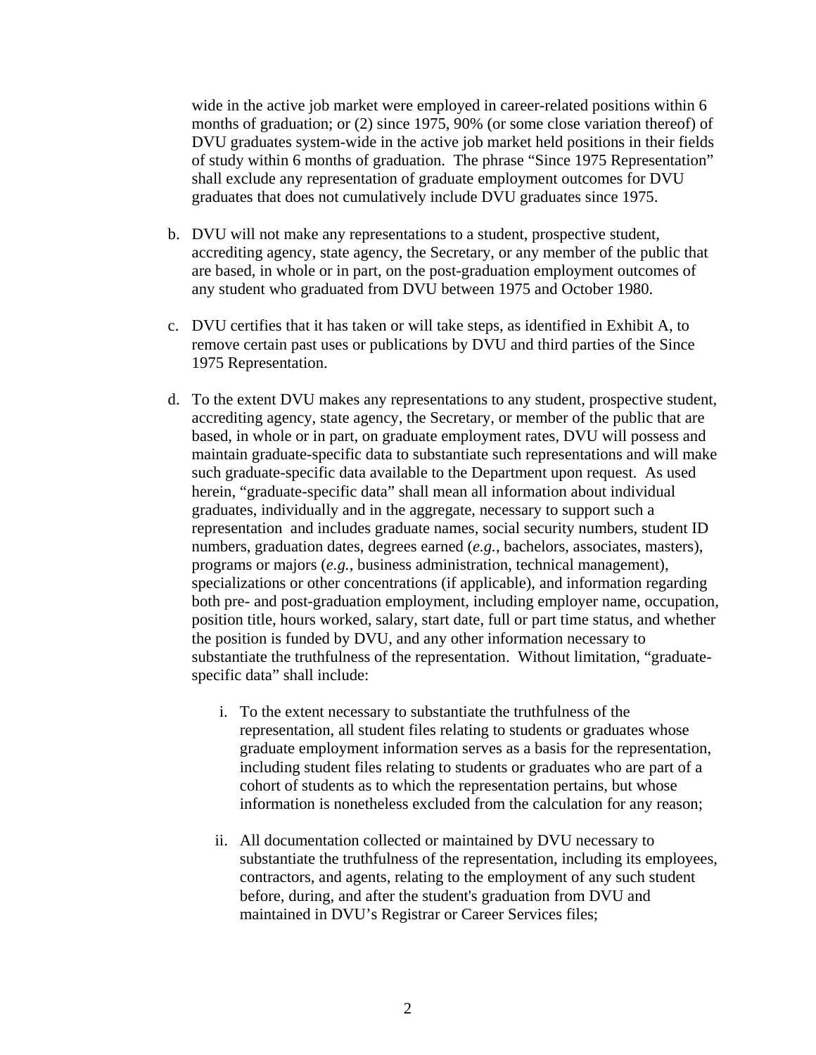wide in the active job market were employed in career-related positions within 6 months of graduation; or (2) since 1975, 90% (or some close variation thereof) of DVU graduates system-wide in the active job market held positions in their fields of study within 6 months of graduation. The phrase "Since 1975 Representation" shall exclude any representation of graduate employment outcomes for DVU graduates that does not cumulatively include DVU graduates since 1975.

b. DVU will not make any representations to a student, prospective student, accrediting agency, state agency, the Secretary, or any member of the public that are based, in whole or in part, on the post-graduation employment outcomes of any student who graduated from DVU between 1975 and October 1980.

c. DVU certifies that it has taken or will take steps, as identified in Exhibit A, to remove certain past uses or publications by DVU and third parties of the Since 1975 Representation.

d. To the extent DVU makes any representations to any student, prospective student, accrediting agency, state agency, the Secretary, or member of the public that are based, in whole or in part, on graduate employment rates, DVU will possess and maintain graduate-specific data to substantiate such representations and will make such graduate-specific data available to the Department upon request. As used herein, "graduate-specific data" shall mean all information about individual graduates, individually and in the aggregate, necessary to support such a representation and includes graduate names, social security numbers, student ID numbers, graduation dates, degrees earned (*e.g.*, bachelors, associates, masters), programs or majors (*e.g.*, business administration, technical management), specializations or other concentrations (if applicable), and information regarding both pre- and post-graduation employment, including employer name, occupation, position title, hours worked, salary, start date, full or part time status, and whether the position is funded by DVU, and any other information necessary to substantiate the truthfulness of the representation. Without limitation, "graduate-specific data" shall include:

   i. To the extent necessary to substantiate the truthfulness of the representation, all student files relating to students or graduates whose graduate employment information serves as a basis for the representation, including student files relating to students or graduates who are part of a cohort of students as to which the representation pertains, but whose information is nonetheless excluded from the calculation for any reason;

   ii. All documentation collected or maintained by DVU necessary to substantiate the truthfulness of the representation, including its employees, contractors, and agents, relating to the employment of any such student before, during, and after the student's graduation from DVU and maintained in DVU's Registrar or Career Services files;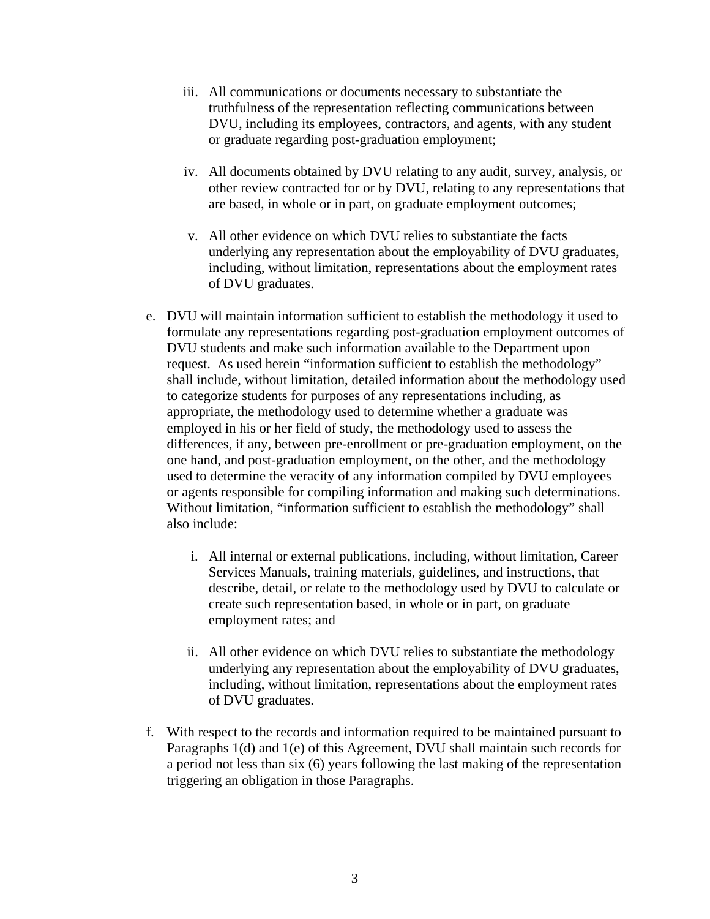iii. All communications or documents necessary to substantiate the truthfulness of the representation reflecting communications between DVU, including its employees, contractors, and agents, with any student or graduate regarding post-graduation employment;

   iv. All documents obtained by DVU relating to any audit, survey, analysis, or other review contracted for or by DVU, relating to any representations that are based, in whole or in part, on graduate employment outcomes;

   v. All other evidence on which DVU relies to substantiate the facts underlying any representation about the employability of DVU graduates, including, without limitation, representations about the employment rates of DVU graduates.

e. DVU will maintain information sufficient to establish the methodology it used to formulate any representations regarding post-graduation employment outcomes of DVU students and make such information available to the Department upon request. As used herein "information sufficient to establish the methodology" shall include, without limitation, detailed information about the methodology used to categorize students for purposes of any representations including, as appropriate, the methodology used to determine whether a graduate was employed in his or her field of study, the methodology used to assess the differences, if any, between pre-enrollment or pre-graduation employment, on the one hand, and post-graduation employment, on the other, and the methodology used to determine the veracity of any information compiled by DVU employees or agents responsible for compiling information and making such determinations. Without limitation, "information sufficient to establish the methodology" shall also include:

   i. All internal or external publications, including, without limitation, Career Services Manuals, training materials, guidelines, and instructions, that describe, detail, or relate to the methodology used by DVU to calculate or create such representation based, in whole or in part, on graduate employment rates; and

   ii. All other evidence on which DVU relies to substantiate the methodology underlying any representation about the employability of DVU graduates, including, without limitation, representations about the employment rates of DVU graduates.

f. With respect to the records and information required to be maintained pursuant to Paragraphs 1(d) and 1(e) of this Agreement, DVU shall maintain such records for a period not less than six (6) years following the last making of the representation triggering an obligation in those Paragraphs.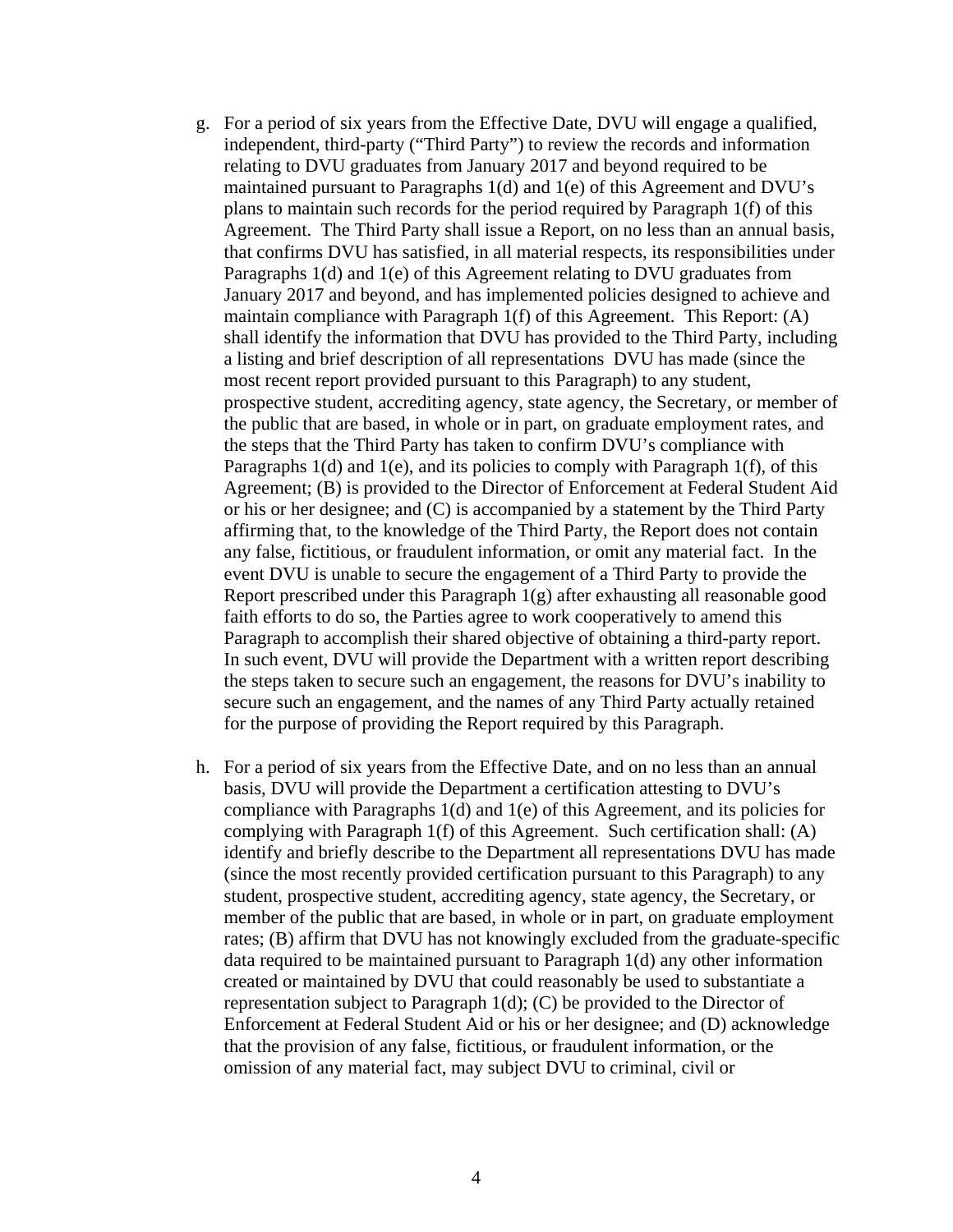g. For a period of six years from the Effective Date, DVU will engage a qualified, independent, third-party ("Third Party") to review the records and information relating to DVU graduates from January 2017 and beyond required to be maintained pursuant to Paragraphs 1(d) and 1(e) of this Agreement and DVU's plans to maintain such records for the period required by Paragraph 1(f) of this Agreement. The Third Party shall issue a Report, on no less than an annual basis, that confirms DVU has satisfied, in all material respects, its responsibilities under Paragraphs 1(d) and 1(e) of this Agreement relating to DVU graduates from January 2017 and beyond, and has implemented policies designed to achieve and maintain compliance with Paragraph 1(f) of this Agreement. This Report: (A) shall identify the information that DVU has provided to the Third Party, including a listing and brief description of all representations DVU has made (since the most recent report provided pursuant to this Paragraph) to any student, prospective student, accrediting agency, state agency, the Secretary, or member of the public that are based, in whole or in part, on graduate employment rates, and the steps that the Third Party has taken to confirm DVU's compliance with Paragraphs 1(d) and 1(e), and its policies to comply with Paragraph 1(f), of this Agreement; (B) is provided to the Director of Enforcement at Federal Student Aid or his or her designee; and (C) is accompanied by a statement by the Third Party affirming that, to the knowledge of the Third Party, the Report does not contain any false, fictitious, or fraudulent information, or omit any material fact. In the event DVU is unable to secure the engagement of a Third Party to provide the Report prescribed under this Paragraph 1(g) after exhausting all reasonable good faith efforts to do so, the Parties agree to work cooperatively to amend this Paragraph to accomplish their shared objective of obtaining a third-party report. In such event, DVU will provide the Department with a written report describing the steps taken to secure such an engagement, the reasons for DVU's inability to secure such an engagement, and the names of any Third Party actually retained for the purpose of providing the Report required by this Paragraph.

h. For a period of six years from the Effective Date, and on no less than an annual basis, DVU will provide the Department a certification attesting to DVU's compliance with Paragraphs 1(d) and 1(e) of this Agreement, and its policies for complying with Paragraph 1(f) of this Agreement. Such certification shall: (A) identify and briefly describe to the Department all representations DVU has made (since the most recently provided certification pursuant to this Paragraph) to any student, prospective student, accrediting agency, state agency, the Secretary, or member of the public that are based, in whole or in part, on graduate employment rates; (B) affirm that DVU has not knowingly excluded from the graduate-specific data required to be maintained pursuant to Paragraph 1(d) any other information created or maintained by DVU that could reasonably be used to substantiate a representation subject to Paragraph 1(d); (C) be provided to the Director of Enforcement at Federal Student Aid or his or her designee; and (D) acknowledge that the provision of any false, fictitious, or fraudulent information, or the omission of any material fact, may subject DVU to criminal, civil or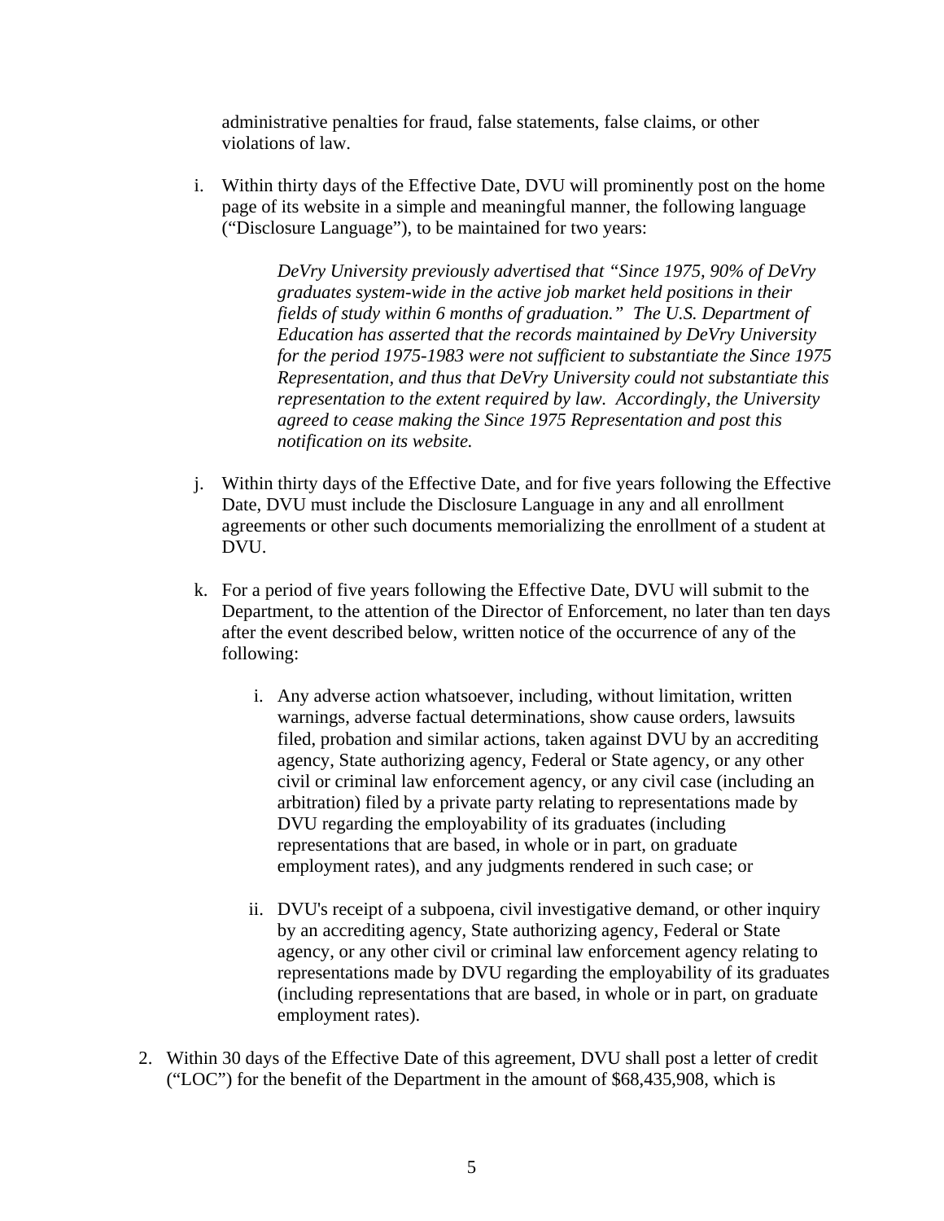administrative penalties for fraud, false statements, false claims, or other violations of law.

i. Within thirty days of the Effective Date, DVU will prominently post on the home page of its website in a simple and meaningful manner, the following language ("Disclosure Language"), to be maintained for two years:

> *DeVry University previously advertised that "Since 1975, 90% of DeVry graduates system-wide in the active job market held positions in their fields of study within 6 months of graduation." The U.S. Department of Education has asserted that the records maintained by DeVry University for the period 1975-1983 were not sufficient to substantiate the Since 1975 Representation, and thus that DeVry University could not substantiate this representation to the extent required by law. Accordingly, the University agreed to cease making the Since 1975 Representation and post this notification on its website.*

j. Within thirty days of the Effective Date, and for five years following the Effective Date, DVU must include the Disclosure Language in any and all enrollment agreements or other such documents memorializing the enrollment of a student at DVU.

k. For a period of five years following the Effective Date, DVU will submit to the Department, to the attention of the Director of Enforcement, no later than ten days after the event described below, written notice of the occurrence of any of the following:

   i. Any adverse action whatsoever, including, without limitation, written warnings, adverse factual determinations, show cause orders, lawsuits filed, probation and similar actions, taken against DVU by an accrediting agency, State authorizing agency, Federal or State agency, or any other civil or criminal law enforcement agency, or any civil case (including an arbitration) filed by a private party relating to representations made by DVU regarding the employability of its graduates (including representations that are based, in whole or in part, on graduate employment rates), and any judgments rendered in such case; or

   ii. DVU's receipt of a subpoena, civil investigative demand, or other inquiry by an accrediting agency, State authorizing agency, Federal or State agency, or any other civil or criminal law enforcement agency relating to representations made by DVU regarding the employability of its graduates (including representations that are based, in whole or in part, on graduate employment rates).

2. Within 30 days of the Effective Date of this agreement, DVU shall post a letter of credit ("LOC") for the benefit of the Department in the amount of $68,435,908, which is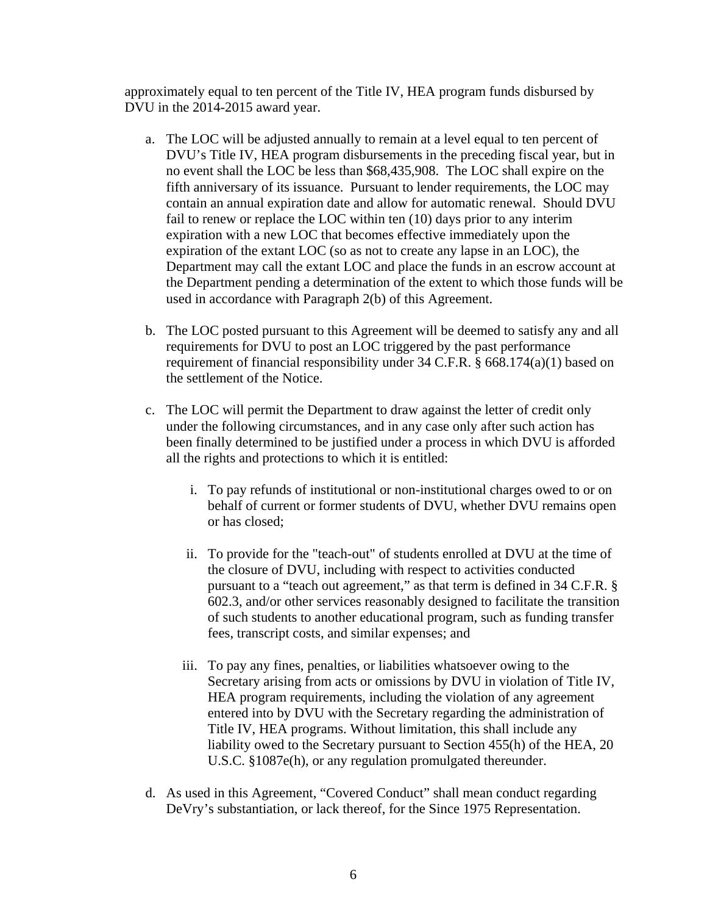approximately equal to ten percent of the Title IV, HEA program funds disbursed by DVU in the 2014-2015 award year.

a. The LOC will be adjusted annually to remain at a level equal to ten percent of DVU's Title IV, HEA program disbursements in the preceding fiscal year, but in no event shall the LOC be less than $68,435,908. The LOC shall expire on the fifth anniversary of its issuance. Pursuant to lender requirements, the LOC may contain an annual expiration date and allow for automatic renewal. Should DVU fail to renew or replace the LOC within ten (10) days prior to any interim expiration with a new LOC that becomes effective immediately upon the expiration of the extant LOC (so as not to create any lapse in an LOC), the Department may call the extant LOC and place the funds in an escrow account at the Department pending a determination of the extent to which those funds will be used in accordance with Paragraph 2(b) of this Agreement.

b. The LOC posted pursuant to this Agreement will be deemed to satisfy any and all requirements for DVU to post an LOC triggered by the past performance requirement of financial responsibility under 34 C.F.R. § 668.174(a)(1) based on the settlement of the Notice.

c. The LOC will permit the Department to draw against the letter of credit only under the following circumstances, and in any case only after such action has been finally determined to be justified under a process in which DVU is afforded all the rights and protections to which it is entitled:

   i. To pay refunds of institutional or non-institutional charges owed to or on behalf of current or former students of DVU, whether DVU remains open or has closed;

   ii. To provide for the "teach-out" of students enrolled at DVU at the time of the closure of DVU, including with respect to activities conducted pursuant to a "teach out agreement," as that term is defined in 34 C.F.R. § 602.3, and/or other services reasonably designed to facilitate the transition of such students to another educational program, such as funding transfer fees, transcript costs, and similar expenses; and

   iii. To pay any fines, penalties, or liabilities whatsoever owing to the Secretary arising from acts or omissions by DVU in violation of Title IV, HEA program requirements, including the violation of any agreement entered into by DVU with the Secretary regarding the administration of Title IV, HEA programs. Without limitation, this shall include any liability owed to the Secretary pursuant to Section 455(h) of the HEA, 20 U.S.C. §1087e(h), or any regulation promulgated thereunder.

d. As used in this Agreement, "Covered Conduct" shall mean conduct regarding DeVry's substantiation, or lack thereof, for the Since 1975 Representation.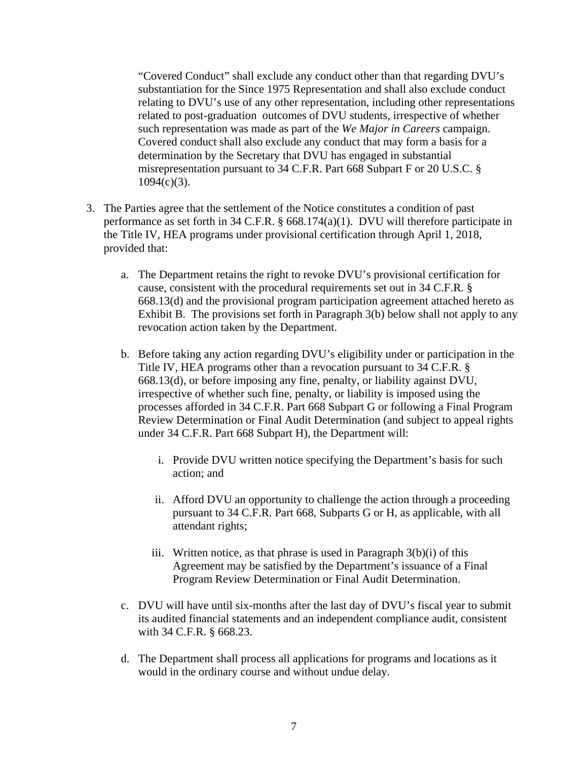"Covered Conduct" shall exclude any conduct other than that regarding DVU's substantiation for the Since 1975 Representation and shall also exclude conduct relating to DVU's use of any other representation, including other representations related to post-graduation outcomes of DVU students, irrespective of whether such representation was made as part of the *We Major in Careers* campaign. Covered conduct shall also exclude any conduct that may form a basis for a determination by the Secretary that DVU has engaged in substantial misrepresentation pursuant to 34 C.F.R. Part 668 Subpart F or 20 U.S.C. § 1094(c)(3).

3. The Parties agree that the settlement of the Notice constitutes a condition of past performance as set forth in 34 C.F.R. § 668.174(a)(1). DVU will therefore participate in the Title IV, HEA programs under provisional certification through April 1, 2018, provided that:

    a. The Department retains the right to revoke DVU's provisional certification for cause, consistent with the procedural requirements set out in 34 C.F.R. § 668.13(d) and the provisional program participation agreement attached hereto as Exhibit B. The provisions set forth in Paragraph 3(b) below shall not apply to any revocation action taken by the Department.

    b. Before taking any action regarding DVU's eligibility under or participation in the Title IV, HEA programs other than a revocation pursuant to 34 C.F.R. § 668.13(d), or before imposing any fine, penalty, or liability against DVU, irrespective of whether such fine, penalty, or liability is imposed using the processes afforded in 34 C.F.R. Part 668 Subpart G or following a Final Program Review Determination or Final Audit Determination (and subject to appeal rights under 34 C.F.R. Part 668 Subpart H), the Department will:

        i. Provide DVU written notice specifying the Department's basis for such action; and

        ii. Afford DVU an opportunity to challenge the action through a proceeding pursuant to 34 C.F.R. Part 668, Subparts G or H, as applicable, with all attendant rights;

        iii. Written notice, as that phrase is used in Paragraph 3(b)(i) of this Agreement may be satisfied by the Department's issuance of a Final Program Review Determination or Final Audit Determination.

    c. DVU will have until six-months after the last day of DVU's fiscal year to submit its audited financial statements and an independent compliance audit, consistent with 34 C.F.R. § 668.23.

    d. The Department shall process all applications for programs and locations as it would in the ordinary course and without undue delay.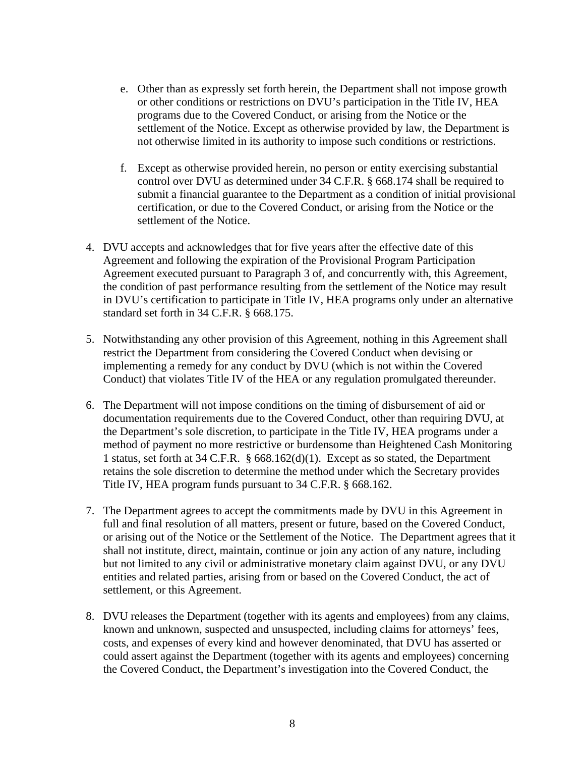e. Other than as expressly set forth herein, the Department shall not impose growth or other conditions or restrictions on DVU's participation in the Title IV, HEA programs due to the Covered Conduct, or arising from the Notice or the settlement of the Notice. Except as otherwise provided by law, the Department is not otherwise limited in its authority to impose such conditions or restrictions.

f. Except as otherwise provided herein, no person or entity exercising substantial control over DVU as determined under 34 C.F.R. § 668.174 shall be required to submit a financial guarantee to the Department as a condition of initial provisional certification, or due to the Covered Conduct, or arising from the Notice or the settlement of the Notice.

4. DVU accepts and acknowledges that for five years after the effective date of this Agreement and following the expiration of the Provisional Program Participation Agreement executed pursuant to Paragraph 3 of, and concurrently with, this Agreement, the condition of past performance resulting from the settlement of the Notice may result in DVU's certification to participate in Title IV, HEA programs only under an alternative standard set forth in 34 C.F.R. § 668.175.

5. Notwithstanding any other provision of this Agreement, nothing in this Agreement shall restrict the Department from considering the Covered Conduct when devising or implementing a remedy for any conduct by DVU (which is not within the Covered Conduct) that violates Title IV of the HEA or any regulation promulgated thereunder.

6. The Department will not impose conditions on the timing of disbursement of aid or documentation requirements due to the Covered Conduct, other than requiring DVU, at the Department's sole discretion, to participate in the Title IV, HEA programs under a method of payment no more restrictive or burdensome than Heightened Cash Monitoring 1 status, set forth at 34 C.F.R. § 668.162(d)(1). Except as so stated, the Department retains the sole discretion to determine the method under which the Secretary provides Title IV, HEA program funds pursuant to 34 C.F.R. § 668.162.

7. The Department agrees to accept the commitments made by DVU in this Agreement in full and final resolution of all matters, present or future, based on the Covered Conduct, or arising out of the Notice or the Settlement of the Notice. The Department agrees that it shall not institute, direct, maintain, continue or join any action of any nature, including but not limited to any civil or administrative monetary claim against DVU, or any DVU entities and related parties, arising from or based on the Covered Conduct, the act of settlement, or this Agreement.

8. DVU releases the Department (together with its agents and employees) from any claims, known and unknown, suspected and unsuspected, including claims for attorneys' fees, costs, and expenses of every kind and however denominated, that DVU has asserted or could assert against the Department (together with its agents and employees) concerning the Covered Conduct, the Department's investigation into the Covered Conduct, the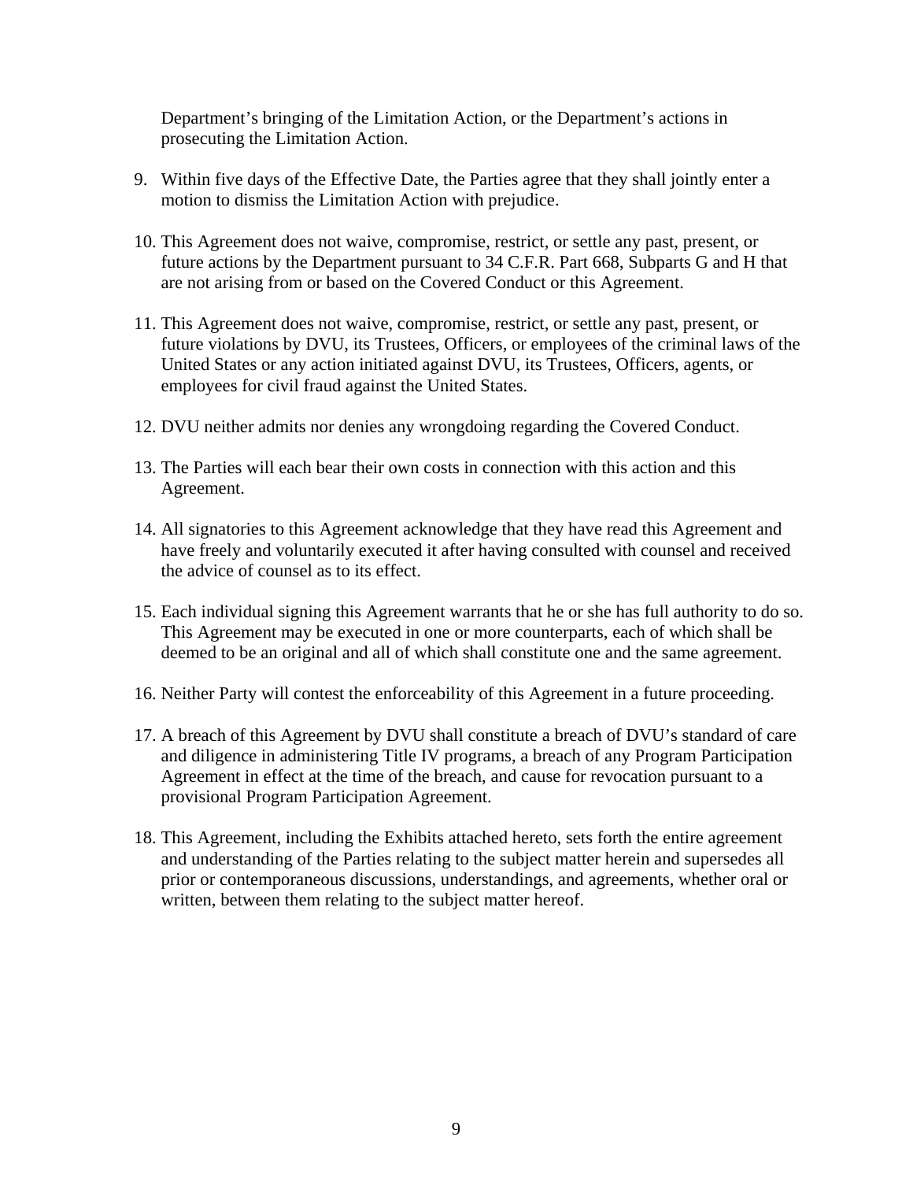Department's bringing of the Limitation Action, or the Department's actions in prosecuting the Limitation Action.

9. Within five days of the Effective Date, the Parties agree that they shall jointly enter a motion to dismiss the Limitation Action with prejudice.

10. This Agreement does not waive, compromise, restrict, or settle any past, present, or future actions by the Department pursuant to 34 C.F.R. Part 668, Subparts G and H that are not arising from or based on the Covered Conduct or this Agreement.

11. This Agreement does not waive, compromise, restrict, or settle any past, present, or future violations by DVU, its Trustees, Officers, or employees of the criminal laws of the United States or any action initiated against DVU, its Trustees, Officers, agents, or employees for civil fraud against the United States.

12. DVU neither admits nor denies any wrongdoing regarding the Covered Conduct.

13. The Parties will each bear their own costs in connection with this action and this Agreement.

14. All signatories to this Agreement acknowledge that they have read this Agreement and have freely and voluntarily executed it after having consulted with counsel and received the advice of counsel as to its effect.

15. Each individual signing this Agreement warrants that he or she has full authority to do so. This Agreement may be executed in one or more counterparts, each of which shall be deemed to be an original and all of which shall constitute one and the same agreement.

16. Neither Party will contest the enforceability of this Agreement in a future proceeding.

17. A breach of this Agreement by DVU shall constitute a breach of DVU's standard of care and diligence in administering Title IV programs, a breach of any Program Participation Agreement in effect at the time of the breach, and cause for revocation pursuant to a provisional Program Participation Agreement.

18. This Agreement, including the Exhibits attached hereto, sets forth the entire agreement and understanding of the Parties relating to the subject matter herein and supersedes all prior or contemporaneous discussions, understandings, and agreements, whether oral or written, between them relating to the subject matter hereof.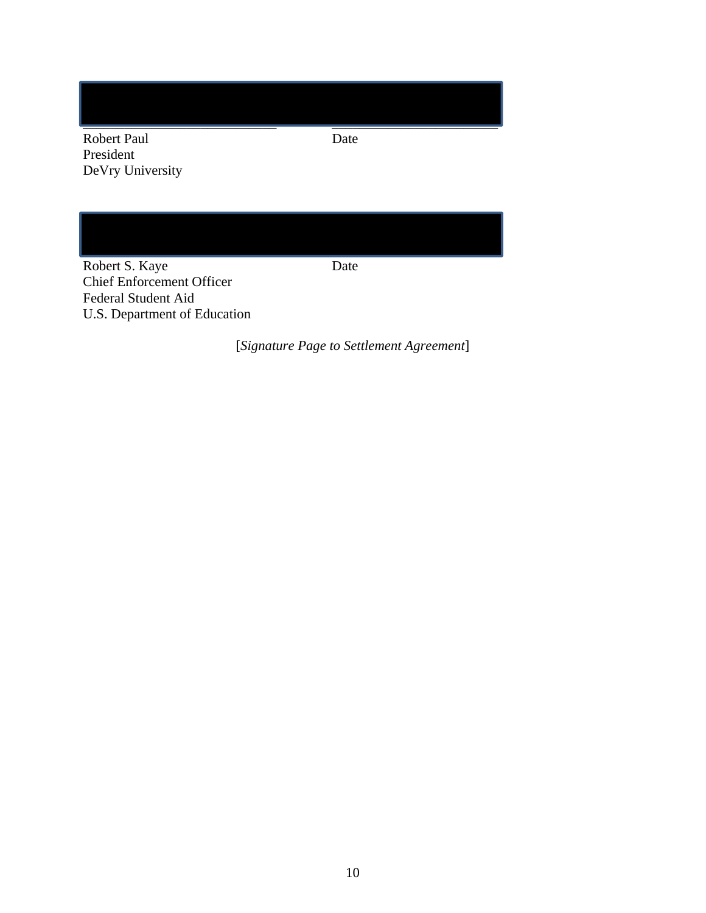Robert Paul
President
DeVry University

Date

Robert S. Kaye
Chief Enforcement Officer
Federal Student Aid
U.S. Department of Education

Date

[*Signature Page to Settlement Agreement*]